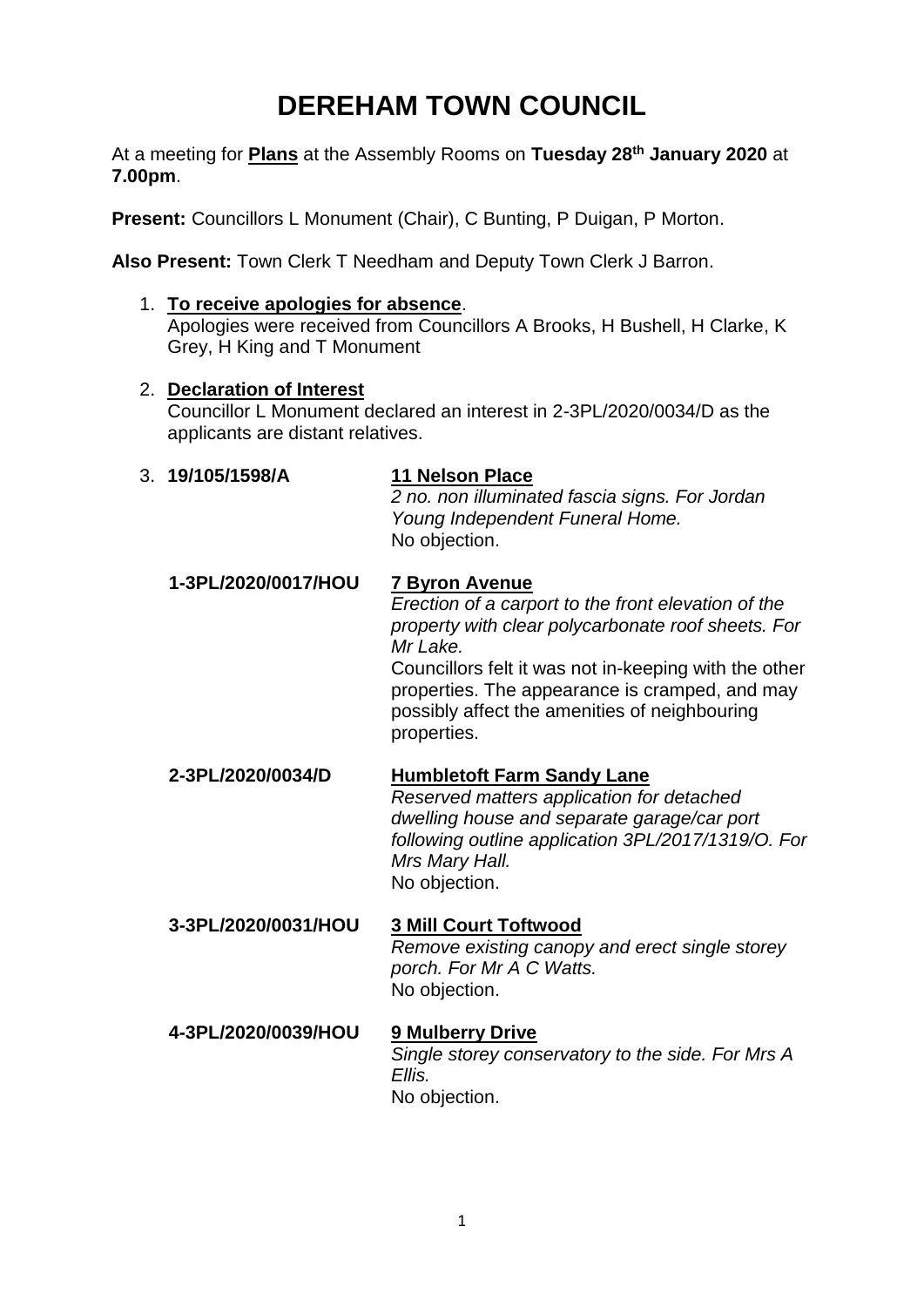# DEREHAM TOWN COUNCIL

At a meeting for **Plans** at the Assembly Rooms on **Tuesday 28th January 2020** at **7.00pm**.

**Present:** Councillors L Monument (Chair), C Bunting, P Duigan, P Morton.

**Also Present:** Town Clerk T Needham and Deputy Town Clerk J Barron.

1. **To receive apologies for absence**.
   Apologies were received from Councillors A Brooks, H Bushell, H Clarke, K Grey, H King and T Monument

2. **Declaration of Interest**
   Councillor L Monument declared an interest in 2-3PL/2020/0034/D as the applicants are distant relatives.

3. **19/105/1598/A** — **11 Nelson Place**
   *2 no. non illuminated fascia signs. For Jordan Young Independent Funeral Home.*
   No objection.

   **1-3PL/2020/0017/HOU** — **7 Byron Avenue**
   *Erection of a carport to the front elevation of the property with clear polycarbonate roof sheets. For Mr Lake.*
   Councillors felt it was not in-keeping with the other properties. The appearance is cramped, and may possibly affect the amenities of neighbouring properties.

   **2-3PL/2020/0034/D** — **Humbletoft Farm Sandy Lane**
   *Reserved matters application for detached dwelling house and separate garage/car port following outline application 3PL/2017/1319/O. For Mrs Mary Hall.*
   No objection.

   **3-3PL/2020/0031/HOU** — **3 Mill Court Toftwood**
   *Remove existing canopy and erect single storey porch. For Mr A C Watts.*
   No objection.

   **4-3PL/2020/0039/HOU** — **9 Mulberry Drive**
   *Single storey conservatory to the side. For Mrs A Ellis.*
   No objection.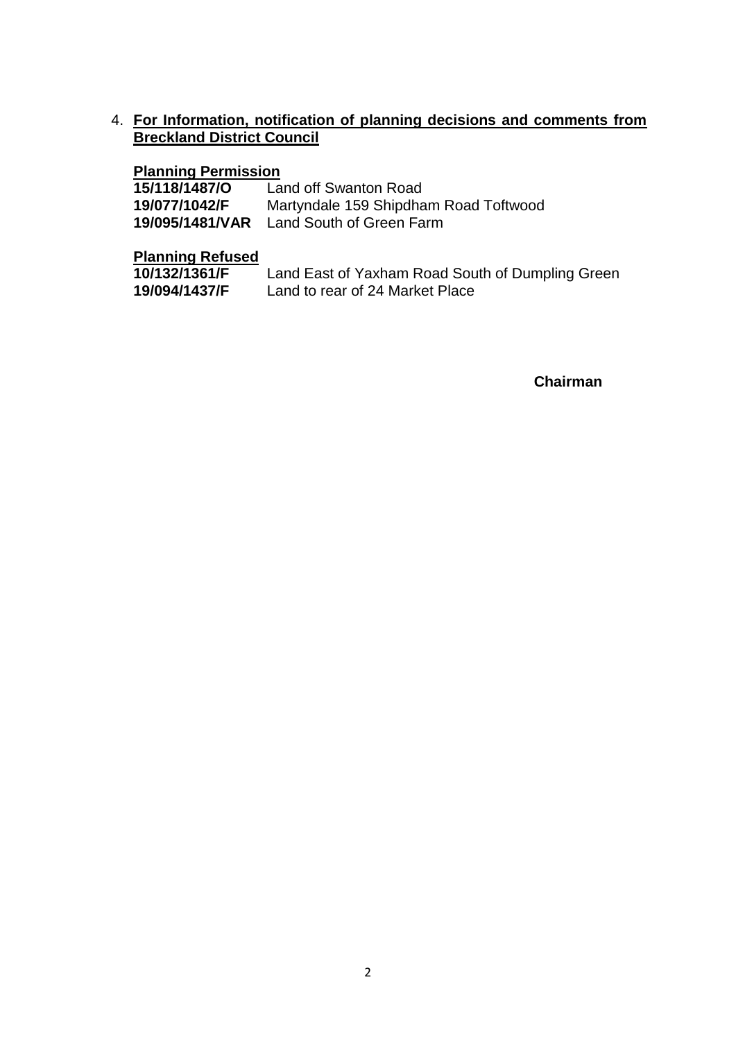4. **For Information, notification of planning decisions and comments from Breckland District Council**

**Planning Permission**

| | |
|---|---|
| **15/118/1487/O** | Land off Swanton Road |
| **19/077/1042/F** | Martyndale 159 Shipdham Road Toftwood |
| **19/095/1481/VAR** | Land South of Green Farm |

**Planning Refused**

| | |
|---|---|
| **10/132/1361/F** | Land East of Yaxham Road South of Dumpling Green |
| **19/094/1437/F** | Land to rear of 24 Market Place |

**Chairman**